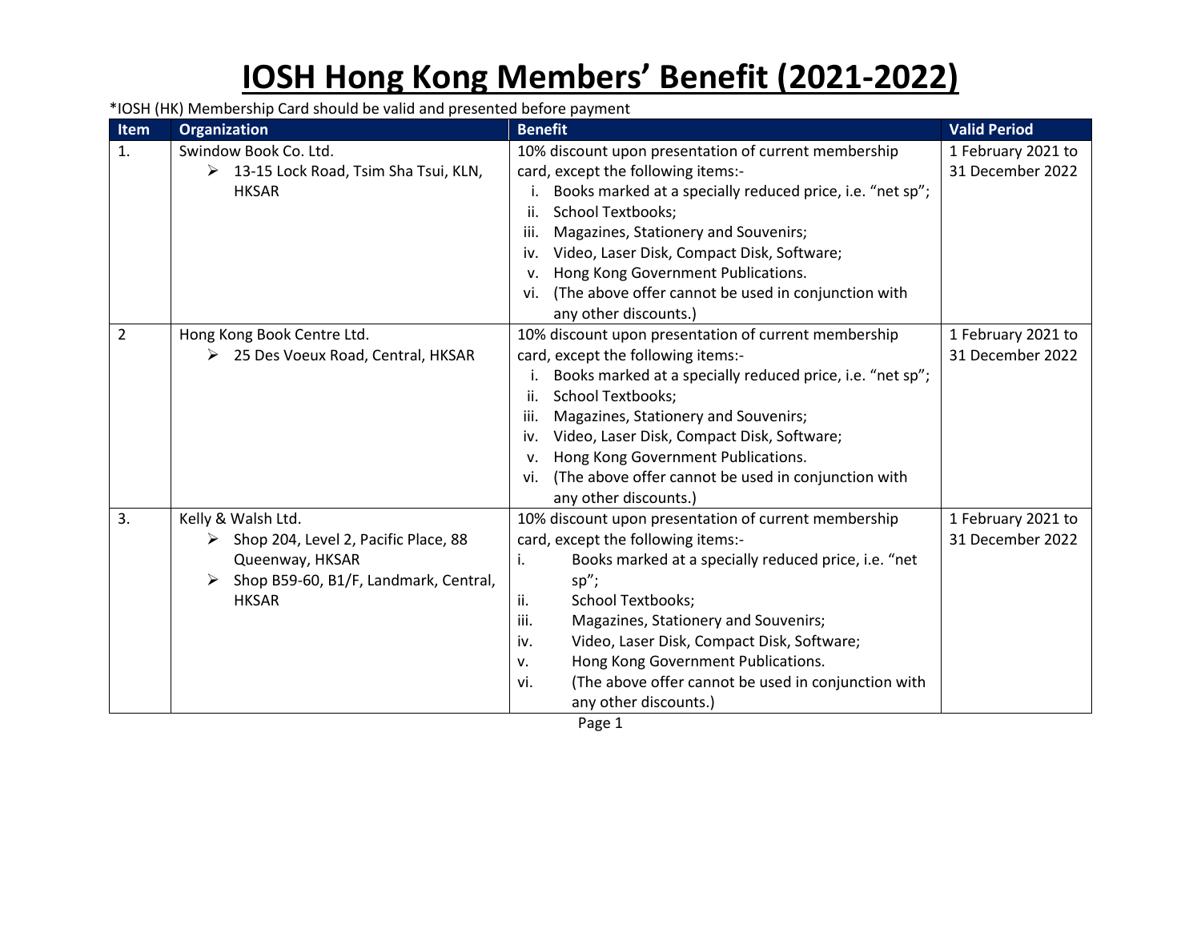# IOSH Hong Kong Members' Benefit (2021-2022)

*IOSH (HK) Membership Card should be valid and presented before payment

| Item | Organization | Benefit | Valid Period |
|---|---|---|---|
| 1. | Swindow Book Co. Ltd.<br>➢ 13-15 Lock Road, Tsim Sha Tsui, KLN, HKSAR | 10% discount upon presentation of current membership card, except the following items:-<br>i. Books marked at a specially reduced price, i.e. "net sp";<br>ii. School Textbooks;<br>iii. Magazines, Stationery and Souvenirs;<br>iv. Video, Laser Disk, Compact Disk, Software;<br>v. Hong Kong Government Publications.<br>vi. (The above offer cannot be used in conjunction with any other discounts.) | 1 February 2021 to 31 December 2022 |
| 2 | Hong Kong Book Centre Ltd.<br>➢ 25 Des Voeux Road, Central, HKSAR | 10% discount upon presentation of current membership card, except the following items:-<br>i. Books marked at a specially reduced price, i.e. "net sp";<br>ii. School Textbooks;<br>iii. Magazines, Stationery and Souvenirs;<br>iv. Video, Laser Disk, Compact Disk, Software;<br>v. Hong Kong Government Publications.<br>vi. (The above offer cannot be used in conjunction with any other discounts.) | 1 February 2021 to 31 December 2022 |
| 3. | Kelly & Walsh Ltd.<br>➢ Shop 204, Level 2, Pacific Place, 88 Queenway, HKSAR<br>➢ Shop B59-60, B1/F, Landmark, Central, HKSAR | 10% discount upon presentation of current membership card, except the following items:-<br>i. Books marked at a specially reduced price, i.e. "net sp";<br>ii. School Textbooks;<br>iii. Magazines, Stationery and Souvenirs;<br>iv. Video, Laser Disk, Compact Disk, Software;<br>v. Hong Kong Government Publications.<br>vi. (The above offer cannot be used in conjunction with any other discounts.) | 1 February 2021 to 31 December 2022 |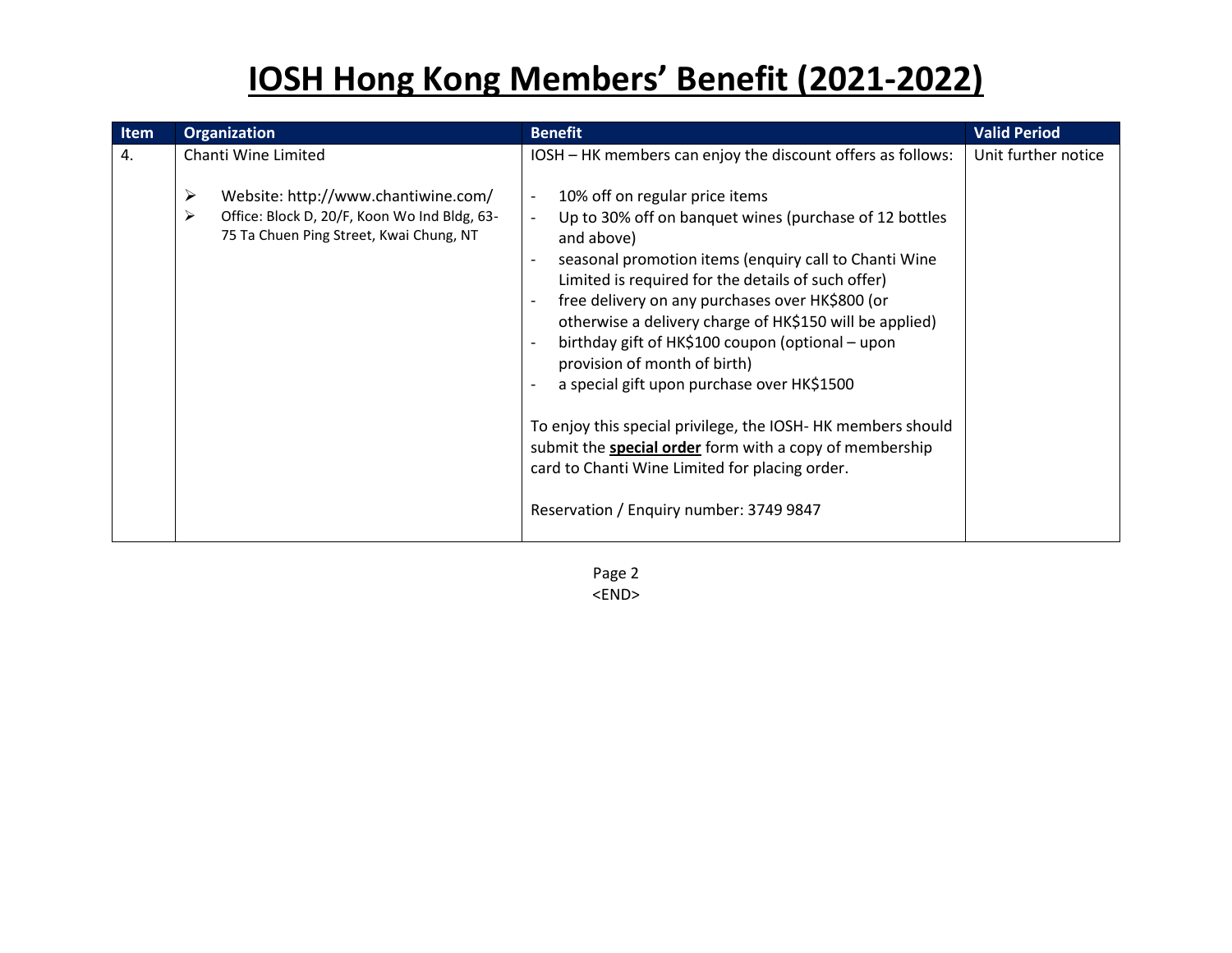# IOSH Hong Kong Members' Benefit (2021-2022)

| Item | Organization | Benefit | Valid Period |
|---|---|---|---|
| 4. | Chanti Wine Limited<br><br>➢ Website: http://www.chantiwine.com/<br>➢ Office: Block D, 20/F, Koon Wo Ind Bldg, 63-75 Ta Chuen Ping Street, Kwai Chung, NT | IOSH – HK members can enjoy the discount offers as follows:<br><br>- 10% off on regular price items<br>- Up to 30% off on banquet wines (purchase of 12 bottles and above)<br>- seasonal promotion items (enquiry call to Chanti Wine Limited is required for the details of such offer)<br>- free delivery on any purchases over HK$800 (or otherwise a delivery charge of HK$150 will be applied)<br>- birthday gift of HK$100 coupon (optional – upon provision of month of birth)<br>- a special gift upon purchase over HK$1500<br><br>To enjoy this special privilege, the IOSH- HK members should submit the **special order** form with a copy of membership card to Chanti Wine Limited for placing order.<br><br>Reservation / Enquiry number: 3749 9847 | Unit further notice |

<END>